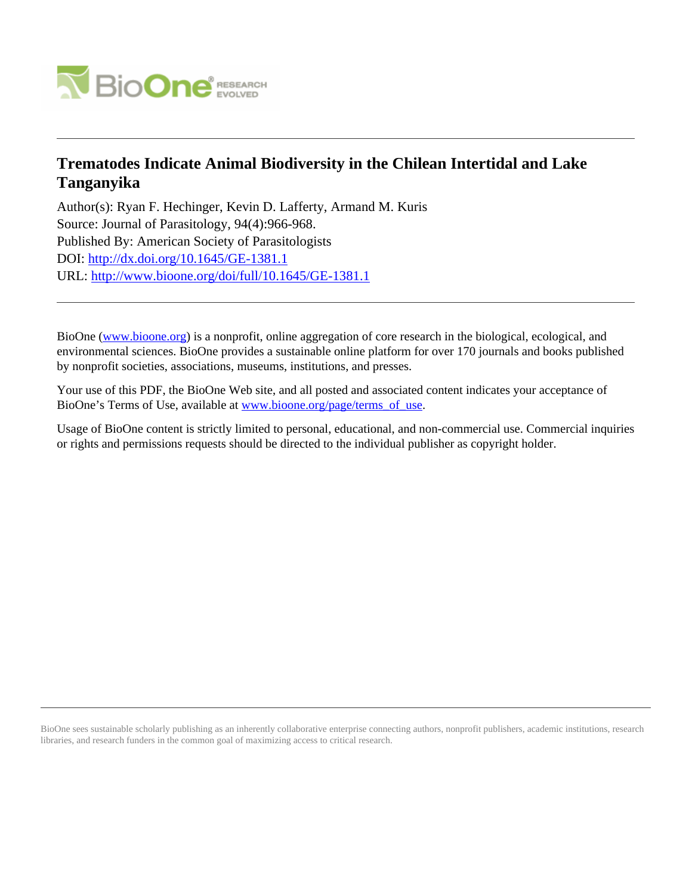# Trematodes Indicate Animal Biodiversity in the Chilean Intertidal and Lake Tanganyika

Author(s): Ryan F. Hechinger, Kevin D. Lafferty, Armand M. Kuris
Source: Journal of Parasitology, 94(4):966-968.
Published By: American Society of Parasitologists
DOI: http://dx.doi.org/10.1645/GE-1381.1
URL: http://www.bioone.org/doi/full/10.1645/GE-1381.1

---

BioOne (www.bioone.org) is a nonprofit, online aggregation of core research in the biological, ecological, and environmental sciences. BioOne provides a sustainable online platform for over 170 journals and books published by nonprofit societies, associations, museums, institutions, and presses.

Your use of this PDF, the BioOne Web site, and all posted and associated content indicates your acceptance of BioOne's Terms of Use, available at www.bioone.org/page/terms_of_use.

Usage of BioOne content is strictly limited to personal, educational, and non-commercial use. Commercial inquiries or rights and permissions requests should be directed to the individual publisher as copyright holder.

---

BioOne sees sustainable scholarly publishing as an inherently collaborative enterprise connecting authors, nonprofit publishers, academic institutions, research libraries, and research funders in the common goal of maximizing access to critical research.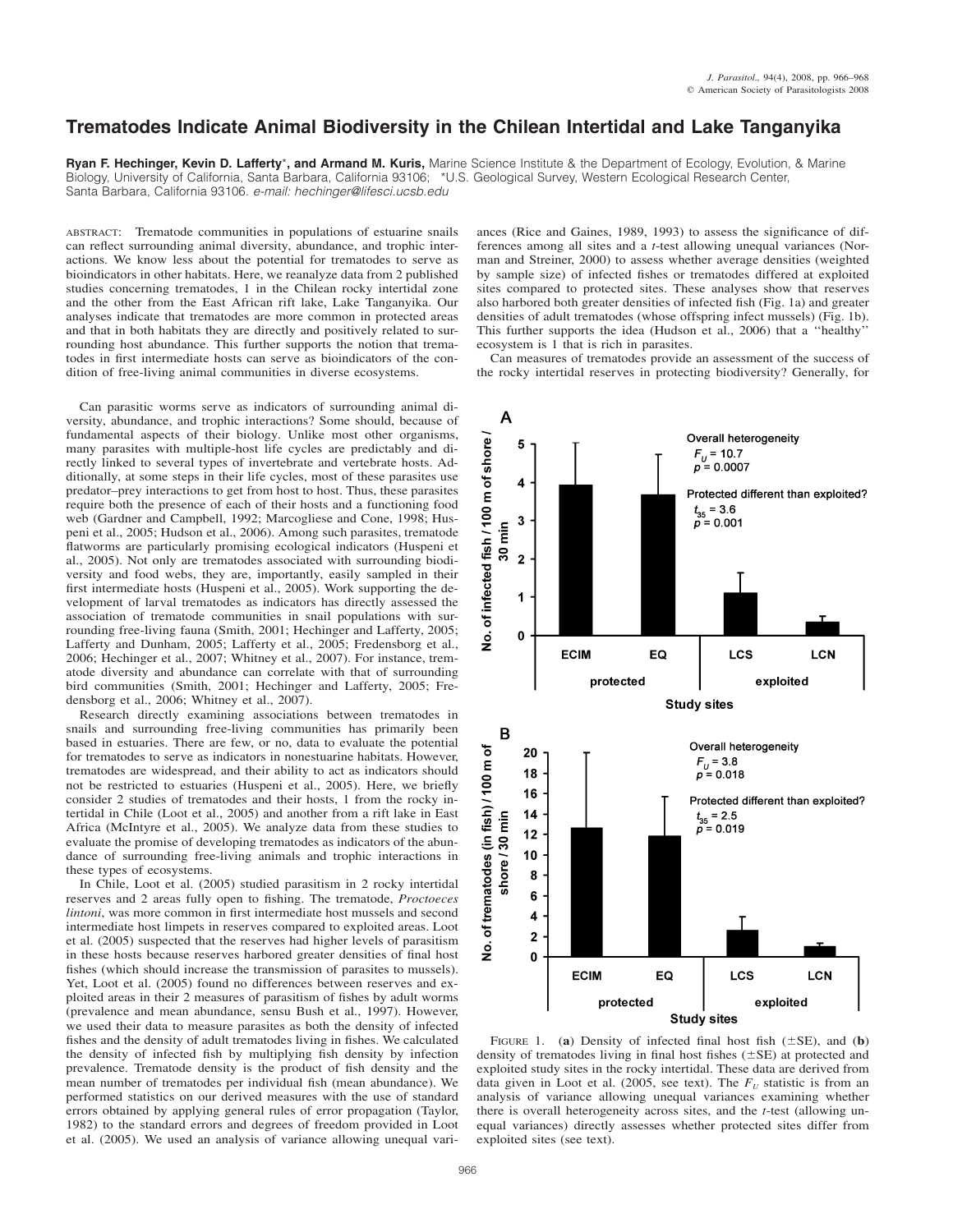# Trematodes Indicate Animal Biodiversity in the Chilean Intertidal and Lake Tanganyika

**Ryan F. Hechinger, Kevin D. Lafferty\*, and Armand M. Kuris,** Marine Science Institute & the Department of Ecology, Evolution, & Marine Biology, University of California, Santa Barbara, California 93106; \*U.S. Geological Survey, Western Ecological Research Center, Santa Barbara, California 93106. *e-mail: hechinger@lifesci.ucsb.edu*

ABSTRACT: Trematode communities in populations of estuarine snails can reflect surrounding animal diversity, abundance, and trophic interactions. We know less about the potential for trematodes to serve as bioindicators in other habitats. Here, we reanalyze data from 2 published studies concerning trematodes, 1 in the Chilean rocky intertidal zone and the other from the East African rift lake, Lake Tanganyika. Our analyses indicate that trematodes are more common in protected areas and that in both habitats they are directly and positively related to surrounding host abundance. This further supports the notion that trematodes in first intermediate hosts can serve as bioindicators of the condition of free-living animal communities in diverse ecosystems.

Can parasitic worms serve as indicators of surrounding animal diversity, abundance, and trophic interactions? Some should, because of fundamental aspects of their biology. Unlike most other organisms, many parasites with multiple-host life cycles are predictably and directly linked to several types of invertebrate and vertebrate hosts. Additionally, at some steps in their life cycles, most of these parasites use predator–prey interactions to get from host to host. Thus, these parasites require both the presence of each of their hosts and a functioning food web (Gardner and Campbell, 1992; Marcogliese and Cone, 1998; Huspeni et al., 2005; Hudson et al., 2006). Among such parasites, trematode flatworms are particularly promising ecological indicators (Huspeni et al., 2005). Not only are trematodes associated with surrounding biodiversity and food webs, they are, importantly, easily sampled in their first intermediate hosts (Huspeni et al., 2005). Work supporting the development of larval trematodes as indicators has directly assessed the association of trematode communities in snail populations with surrounding free-living fauna (Smith, 2001; Hechinger and Lafferty, 2005; Lafferty and Dunham, 2005; Lafferty et al., 2005; Fredensborg et al., 2006; Hechinger et al., 2007; Whitney et al., 2007). For instance, trematode diversity and abundance can correlate with that of surrounding bird communities (Smith, 2001; Hechinger and Lafferty, 2005; Fredensborg et al., 2006; Whitney et al., 2007).

Research directly examining associations between trematodes in snails and surrounding free-living communities has primarily been based in estuaries. There are few, or no, data to evaluate the potential for trematodes to serve as indicators in nonestuarine habitats. However, trematodes are widespread, and their ability to act as indicators should not be restricted to estuaries (Huspeni et al., 2005). Here, we briefly consider 2 studies of trematodes and their hosts, 1 from the rocky intertidal in Chile (Loot et al., 2005) and another from a rift lake in East Africa (McIntyre et al., 2005). We analyze data from these studies to evaluate the promise of developing trematodes as indicators of the abundance of surrounding free-living animals and trophic interactions in these types of ecosystems.

In Chile, Loot et al. (2005) studied parasitism in 2 rocky intertidal reserves and 2 areas fully open to fishing. The trematode, *Proctoeces lintoni*, was more common in first intermediate host mussels and second intermediate host limpets in reserves compared to exploited areas. Loot et al. (2005) suspected that the reserves had higher levels of parasitism in these hosts because reserves harbored greater densities of final host fishes (which should increase the transmission of parasites to mussels). Yet, Loot et al. (2005) found no differences between reserves and exploited areas in their 2 measures of parasitism of fishes by adult worms (prevalence and mean abundance, sensu Bush et al., 1997). However, we used their data to measure parasites as both the density of infected fishes and the density of adult trematodes living in fishes. We calculated the density of infected fish by multiplying fish density by infection prevalence. Trematode density is the product of fish density and the mean number of trematodes per individual fish (mean abundance). We performed statistics on our derived measures with the use of standard errors obtained by applying general rules of error propagation (Taylor, 1982) to the standard errors and degrees of freedom provided in Loot et al. (2005). We used an analysis of variance allowing unequal variances (Rice and Gaines, 1989, 1993) to assess the significance of differences among all sites and a *t*-test allowing unequal variances (Norman and Streiner, 2000) to assess whether average densities (weighted by sample size) of infected fishes or trematodes differed at exploited sites compared to protected sites. These analyses show that reserves also harbored both greater densities of infected fish (Fig. 1a) and greater densities of adult trematodes (whose offspring infect mussels) (Fig. 1b). This further supports the idea (Hudson et al., 2006) that a ''healthy'' ecosystem is 1 that is rich in parasites.

Can measures of trematodes provide an assessment of the success of the rocky intertidal reserves in protecting biodiversity? Generally, for

FIGURE 1. (**a**) Density of infected final host fish (±SE), and (**b**) density of trematodes living in final host fishes (±SE) at protected and exploited study sites in the rocky intertidal. These data are derived from data given in Loot et al. (2005, see text). The $F_U$ statistic is from an analysis of variance allowing unequal variances examining whether there is overall heterogeneity across sites, and the *t*-test (allowing unequal variances) directly assesses whether protected sites differ from exploited sites (see text).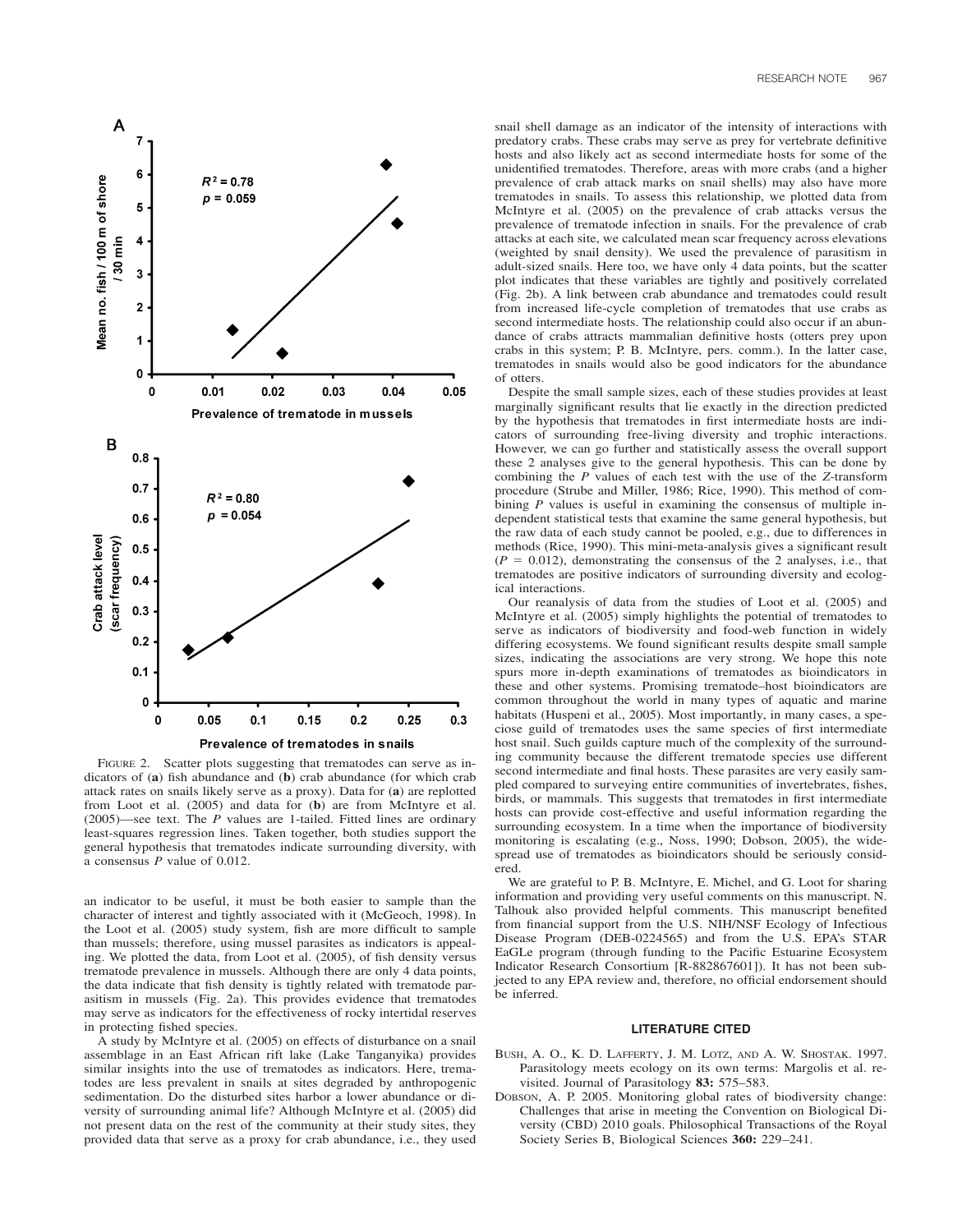FIGURE 2. Scatter plots suggesting that trematodes can serve as indicators of (**a**) fish abundance and (**b**) crab abundance (for which crab attack rates on snails likely serve as a proxy). Data for (**a**) are replotted from Loot et al. (2005) and data for (**b**) are from McIntyre et al. (2005)—see text. The *P* values are 1-tailed. Fitted lines are ordinary least-squares regression lines. Taken together, both studies support the general hypothesis that trematodes indicate surrounding diversity, with a consensus *P* value of 0.012.

an indicator to be useful, it must be both easier to sample than the character of interest and tightly associated with it (McGeoch, 1998). In the Loot et al. (2005) study system, fish are more difficult to sample than mussels; therefore, using mussel parasites as indicators is appealing. We plotted the data, from Loot et al. (2005), of fish density versus trematode prevalence in mussels. Although there are only 4 data points, the data indicate that fish density is tightly related with trematode parasitism in mussels (Fig. 2a). This provides evidence that trematodes may serve as indicators for the effectiveness of rocky intertidal reserves in protecting fished species.

A study by McIntyre et al. (2005) on effects of disturbance on a snail assemblage in an East African rift lake (Lake Tanganyika) provides similar insights into the use of trematodes as indicators. Here, trematodes are less prevalent in snails at sites degraded by anthropogenic sedimentation. Do the disturbed sites harbor a lower abundance or diversity of surrounding animal life? Although McIntyre et al. (2005) did not present data on the rest of the community at their study sites, they provided data that serve as a proxy for crab abundance, i.e., they used snail shell damage as an indicator of the intensity of interactions with predatory crabs. These crabs may serve as prey for vertebrate definitive hosts and also likely act as second intermediate hosts for some of the unidentified trematodes. Therefore, areas with more crabs (and a higher prevalence of crab attack marks on snail shells) may also have more trematodes in snails. To assess this relationship, we plotted data from McIntyre et al. (2005) on the prevalence of crab attacks versus the prevalence of trematode infection in snails. For the prevalence of crab attacks at each site, we calculated mean scar frequency across elevations (weighted by snail density). We used the prevalence of parasitism in adult-sized snails. Here too, we have only 4 data points, but the scatter plot indicates that these variables are tightly and positively correlated (Fig. 2b). A link between crab abundance and trematodes could result from increased life-cycle completion of trematodes that use crabs as second intermediate hosts. The relationship could also occur if an abundance of crabs attracts mammalian definitive hosts (otters prey upon crabs in this system; P. B. McIntyre, pers. comm.). In the latter case, trematodes in snails would also be good indicators for the abundance of otters.

Despite the small sample sizes, each of these studies provides at least marginally significant results that lie exactly in the direction predicted by the hypothesis that trematodes in first intermediate hosts are indicators of surrounding free-living diversity and trophic interactions. However, we can go further and statistically assess the overall support these 2 analyses give to the general hypothesis. This can be done by combining the *P* values of each test with the use of the *Z*-transform procedure (Strube and Miller, 1986; Rice, 1990). This method of combining *P* values is useful in examining the consensus of multiple independent statistical tests that examine the same general hypothesis, but the raw data of each study cannot be pooled, e.g., due to differences in methods (Rice, 1990). This mini-meta-analysis gives a significant result ($P = 0.012$), demonstrating the consensus of the 2 analyses, i.e., that trematodes are positive indicators of surrounding diversity and ecological interactions.

Our reanalysis of data from the studies of Loot et al. (2005) and McIntyre et al. (2005) simply highlights the potential of trematodes to serve as indicators of biodiversity and food-web function in widely differing ecosystems. We found significant results despite small sample sizes, indicating the associations are very strong. We hope this note spurs more in-depth examinations of trematodes as bioindicators in these and other systems. Promising trematode–host bioindicators are common throughout the world in many types of aquatic and marine habitats (Huspeni et al., 2005). Most importantly, in many cases, a speciose guild of trematodes uses the same species of first intermediate host snail. Such guilds capture much of the complexity of the surrounding community because the different trematode species use different second intermediate and final hosts. These parasites are very easily sampled compared to surveying entire communities of invertebrates, fishes, birds, or mammals. This suggests that trematodes in first intermediate hosts can provide cost-effective and useful information regarding the surrounding ecosystem. In a time when the importance of biodiversity monitoring is escalating (e.g., Noss, 1990; Dobson, 2005), the widespread use of trematodes as bioindicators should be seriously considered.

We are grateful to P. B. McIntyre, E. Michel, and G. Loot for sharing information and providing very useful comments on this manuscript. N. Talhouk also provided helpful comments. This manuscript benefited from financial support from the U.S. NIH/NSF Ecology of Infectious Disease Program (DEB-0224565) and from the U.S. EPA's STAR EaGLe program (through funding to the Pacific Estuarine Ecosystem Indicator Research Consortium [R-882867601]). It has not been subjected to any EPA review and, therefore, no official endorsement should be inferred.

## LITERATURE CITED

BUSH, A. O., K. D. LAFFERTY, J. M. LOTZ, AND A. W. SHOSTAK. 1997. Parasitology meets ecology on its own terms: Margolis et al. revisited. Journal of Parasitology **83:** 575–583.

DOBSON, A. P. 2005. Monitoring global rates of biodiversity change: Challenges that arise in meeting the Convention on Biological Diversity (CBD) 2010 goals. Philosophical Transactions of the Royal Society Series B, Biological Sciences **360:** 229–241.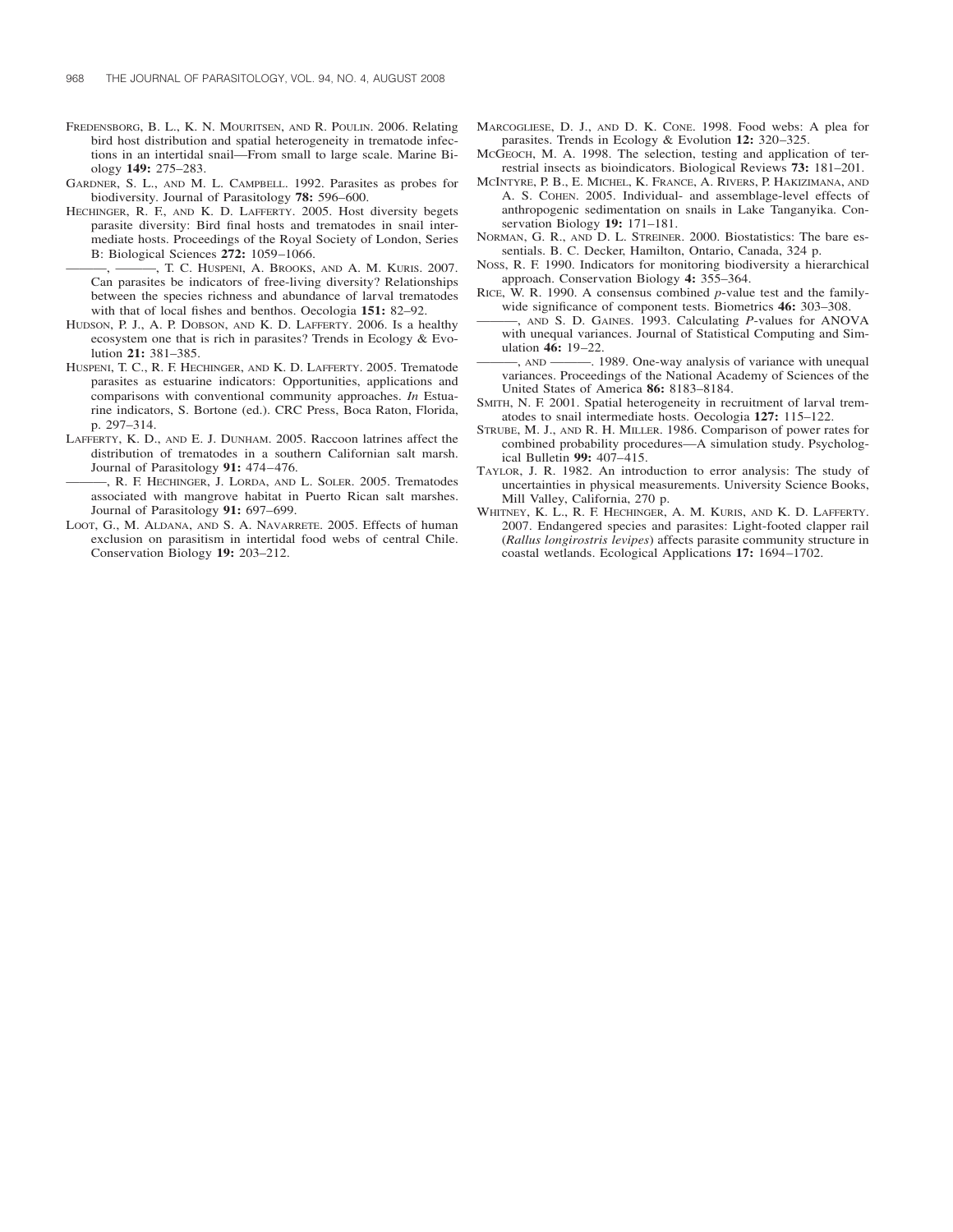FREDENSBORG, B. L., K. N. MOURITSEN, AND R. POULIN. 2006. Relating bird host distribution and spatial heterogeneity in trematode infections in an intertidal snail—From small to large scale. Marine Biology **149:** 275–283.

GARDNER, S. L., AND M. L. CAMPBELL. 1992. Parasites as probes for biodiversity. Journal of Parasitology **78:** 596–600.

HECHINGER, R. F., AND K. D. LAFFERTY. 2005. Host diversity begets parasite diversity: Bird final hosts and trematodes in snail intermediate hosts. Proceedings of the Royal Society of London, Series B: Biological Sciences **272:** 1059–1066.

———, ———, T. C. HUSPENI, A. BROOKS, AND A. M. KURIS. 2007. Can parasites be indicators of free-living diversity? Relationships between the species richness and abundance of larval trematodes with that of local fishes and benthos. Oecologia **151:** 82–92.

HUDSON, P. J., A. P. DOBSON, AND K. D. LAFFERTY. 2006. Is a healthy ecosystem one that is rich in parasites? Trends in Ecology & Evolution **21:** 381–385.

HUSPENI, T. C., R. F. HECHINGER, AND K. D. LAFFERTY. 2005. Trematode parasites as estuarine indicators: Opportunities, applications and comparisons with conventional community approaches. *In* Estuarine indicators, S. Bortone (ed.). CRC Press, Boca Raton, Florida, p. 297–314.

LAFFERTY, K. D., AND E. J. DUNHAM. 2005. Raccoon latrines affect the distribution of trematodes in a southern Californian salt marsh. Journal of Parasitology **91:** 474–476.

———, R. F. HECHINGER, J. LORDA, AND L. SOLER. 2005. Trematodes associated with mangrove habitat in Puerto Rican salt marshes. Journal of Parasitology **91:** 697–699.

LOOT, G., M. ALDANA, AND S. A. NAVARRETE. 2005. Effects of human exclusion on parasitism in intertidal food webs of central Chile. Conservation Biology **19:** 203–212.

MARCOGLIESE, D. J., AND D. K. CONE. 1998. Food webs: A plea for parasites. Trends in Ecology & Evolution **12:** 320–325.

MCGEOCH, M. A. 1998. The selection, testing and application of terrestrial insects as bioindicators. Biological Reviews **73:** 181–201.

MCINTYRE, P. B., E. MICHEL, K. FRANCE, A. RIVERS, P. HAKIZIMANA, AND A. S. COHEN. 2005. Individual- and assemblage-level effects of anthropogenic sedimentation on snails in Lake Tanganyika. Conservation Biology **19:** 171–181.

NORMAN, G. R., AND D. L. STREINER. 2000. Biostatistics: The bare essentials. B. C. Decker, Hamilton, Ontario, Canada, 324 p.

NOSS, R. F. 1990. Indicators for monitoring biodiversity a hierarchical approach. Conservation Biology **4:** 355–364.

RICE, W. R. 1990. A consensus combined *p*-value test and the family-wide significance of component tests. Biometrics **46:** 303–308.

———, AND S. D. GAINES. 1993. Calculating *P*-values for ANOVA with unequal variances. Journal of Statistical Computing and Simulation **46:** 19–22.

———, AND ———. 1989. One-way analysis of variance with unequal variances. Proceedings of the National Academy of Sciences of the United States of America **86:** 8183–8184.

SMITH, N. F. 2001. Spatial heterogeneity in recruitment of larval trematodes to snail intermediate hosts. Oecologia **127:** 115–122.

STRUBE, M. J., AND R. H. MILLER. 1986. Comparison of power rates for combined probability procedures—A simulation study. Psychological Bulletin **99:** 407–415.

TAYLOR, J. R. 1982. An introduction to error analysis: The study of uncertainties in physical measurements. University Science Books, Mill Valley, California, 270 p.

WHITNEY, K. L., R. F. HECHINGER, A. M. KURIS, AND K. D. LAFFERTY. 2007. Endangered species and parasites: Light-footed clapper rail (*Rallus longirostris levipes*) affects parasite community structure in coastal wetlands. Ecological Applications **17:** 1694–1702.